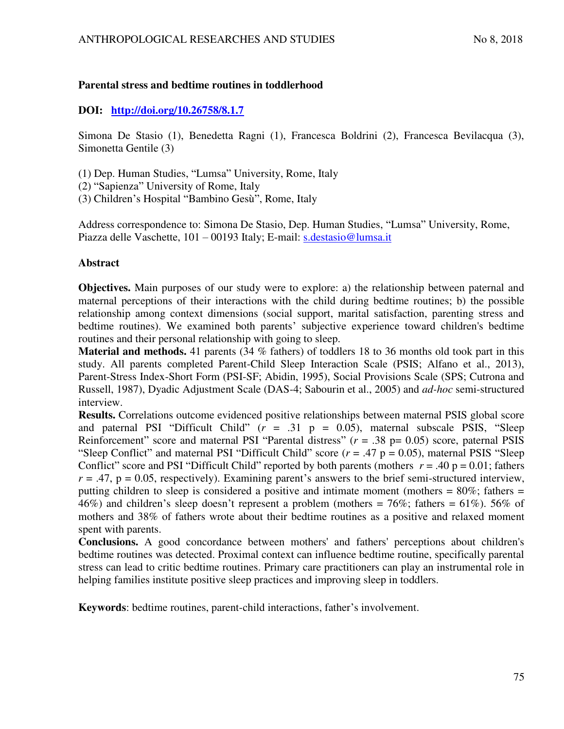## Parental stress and bedtime routines in toddlerhood

**DOI: http://doi.org/10.26758/8.1.7**

Simona De Stasio (1), Benedetta Ragni (1), Francesca Boldrini (2), Francesca Bevilacqua (3), Simonetta Gentile (3)

(1) Dep. Human Studies, "Lumsa" University, Rome, Italy
(2) "Sapienza" University of Rome, Italy
(3) Children's Hospital "Bambino Gesù", Rome, Italy

Address correspondence to: Simona De Stasio, Dep. Human Studies, "Lumsa" University, Rome, Piazza delle Vaschette, 101 – 00193 Italy; E-mail: s.destasio@lumsa.it

### Abstract

**Objectives.** Main purposes of our study were to explore: a) the relationship between paternal and maternal perceptions of their interactions with the child during bedtime routines; b) the possible relationship among context dimensions (social support, marital satisfaction, parenting stress and bedtime routines). We examined both parents' subjective experience toward children's bedtime routines and their personal relationship with going to sleep.

**Material and methods.** 41 parents (34 % fathers) of toddlers 18 to 36 months old took part in this study. All parents completed Parent-Child Sleep Interaction Scale (PSIS; Alfano et al., 2013), Parent-Stress Index-Short Form (PSI-SF; Abidin, 1995), Social Provisions Scale (SPS; Cutrona and Russell, 1987), Dyadic Adjustment Scale (DAS-4; Sabourin et al., 2005) and *ad-hoc* semi-structured interview.

**Results.** Correlations outcome evidenced positive relationships between maternal PSIS global score and paternal PSI "Difficult Child" ($r$ = .31 p = 0.05), maternal subscale PSIS, "Sleep Reinforcement" score and maternal PSI "Parental distress" ($r$ = .38 p= 0.05) score, paternal PSIS "Sleep Conflict" and maternal PSI "Difficult Child" score ($r$ = .47 p = 0.05), maternal PSIS "Sleep Conflict" score and PSI "Difficult Child" reported by both parents (mothers $r$ = .40 p = 0.01; fathers $r$ = .47, p = 0.05, respectively). Examining parent's answers to the brief semi-structured interview, putting children to sleep is considered a positive and intimate moment (mothers = 80%; fathers = 46%) and children's sleep doesn't represent a problem (mothers = 76%; fathers = 61%). 56% of mothers and 38% of fathers wrote about their bedtime routines as a positive and relaxed moment spent with parents.

**Conclusions.** A good concordance between mothers' and fathers' perceptions about children's bedtime routines was detected. Proximal context can influence bedtime routine, specifically parental stress can lead to critic bedtime routines. Primary care practitioners can play an instrumental role in helping families institute positive sleep practices and improving sleep in toddlers.

**Keywords**: bedtime routines, parent-child interactions, father's involvement.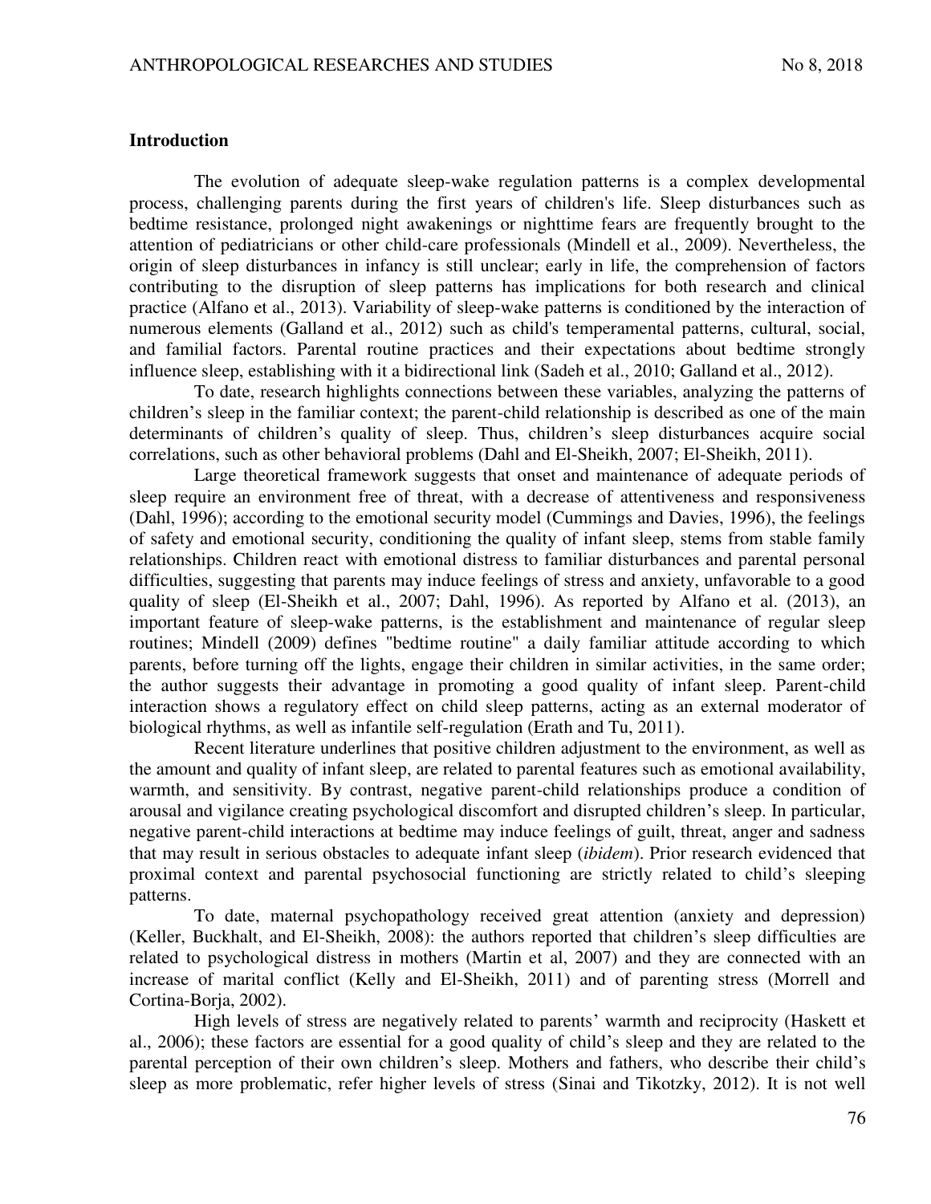**Introduction**

The evolution of adequate sleep-wake regulation patterns is a complex developmental process, challenging parents during the first years of children's life. Sleep disturbances such as bedtime resistance, prolonged night awakenings or nighttime fears are frequently brought to the attention of pediatricians or other child-care professionals (Mindell et al., 2009). Nevertheless, the origin of sleep disturbances in infancy is still unclear; early in life, the comprehension of factors contributing to the disruption of sleep patterns has implications for both research and clinical practice (Alfano et al., 2013). Variability of sleep-wake patterns is conditioned by the interaction of numerous elements (Galland et al., 2012) such as child's temperamental patterns, cultural, social, and familial factors. Parental routine practices and their expectations about bedtime strongly influence sleep, establishing with it a bidirectional link (Sadeh et al., 2010; Galland et al., 2012).

To date, research highlights connections between these variables, analyzing the patterns of children's sleep in the familiar context; the parent-child relationship is described as one of the main determinants of children's quality of sleep. Thus, children's sleep disturbances acquire social correlations, such as other behavioral problems (Dahl and El-Sheikh, 2007; El-Sheikh, 2011).

Large theoretical framework suggests that onset and maintenance of adequate periods of sleep require an environment free of threat, with a decrease of attentiveness and responsiveness (Dahl, 1996); according to the emotional security model (Cummings and Davies, 1996), the feelings of safety and emotional security, conditioning the quality of infant sleep, stems from stable family relationships. Children react with emotional distress to familiar disturbances and parental personal difficulties, suggesting that parents may induce feelings of stress and anxiety, unfavorable to a good quality of sleep (El-Sheikh et al., 2007; Dahl, 1996). As reported by Alfano et al. (2013), an important feature of sleep-wake patterns, is the establishment and maintenance of regular sleep routines; Mindell (2009) defines "bedtime routine" a daily familiar attitude according to which parents, before turning off the lights, engage their children in similar activities, in the same order; the author suggests their advantage in promoting a good quality of infant sleep. Parent-child interaction shows a regulatory effect on child sleep patterns, acting as an external moderator of biological rhythms, as well as infantile self-regulation (Erath and Tu, 2011).

Recent literature underlines that positive children adjustment to the environment, as well as the amount and quality of infant sleep, are related to parental features such as emotional availability, warmth, and sensitivity. By contrast, negative parent-child relationships produce a condition of arousal and vigilance creating psychological discomfort and disrupted children's sleep. In particular, negative parent-child interactions at bedtime may induce feelings of guilt, threat, anger and sadness that may result in serious obstacles to adequate infant sleep (*ibidem*). Prior research evidenced that proximal context and parental psychosocial functioning are strictly related to child's sleeping patterns.

To date, maternal psychopathology received great attention (anxiety and depression) (Keller, Buckhalt, and El-Sheikh, 2008): the authors reported that children's sleep difficulties are related to psychological distress in mothers (Martin et al, 2007) and they are connected with an increase of marital conflict (Kelly and El-Sheikh, 2011) and of parenting stress (Morrell and Cortina-Borja, 2002).

High levels of stress are negatively related to parents' warmth and reciprocity (Haskett et al., 2006); these factors are essential for a good quality of child's sleep and they are related to the parental perception of their own children's sleep. Mothers and fathers, who describe their child's sleep as more problematic, refer higher levels of stress (Sinai and Tikotzky, 2012). It is not well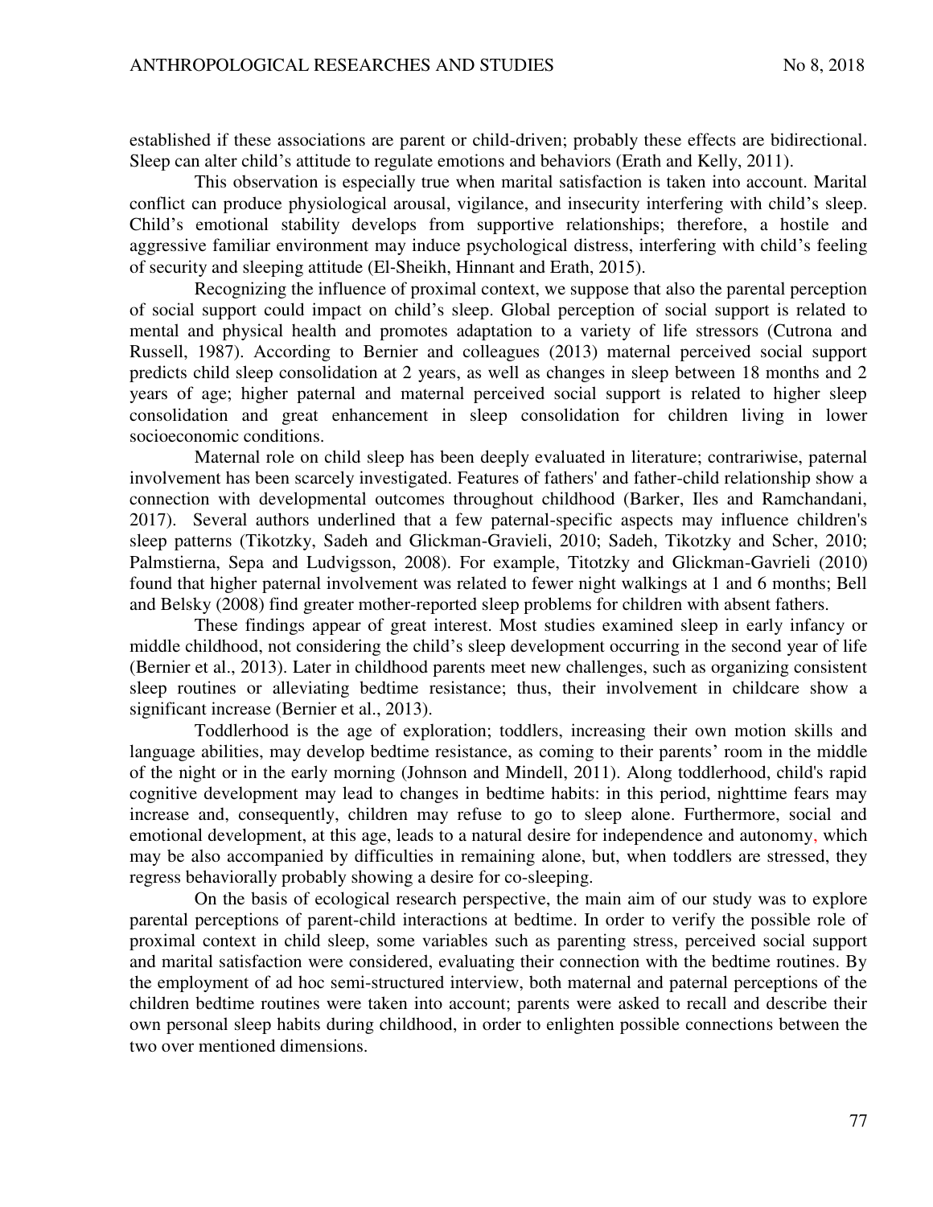established if these associations are parent or child-driven; probably these effects are bidirectional. Sleep can alter child's attitude to regulate emotions and behaviors (Erath and Kelly, 2011).

This observation is especially true when marital satisfaction is taken into account. Marital conflict can produce physiological arousal, vigilance, and insecurity interfering with child's sleep. Child's emotional stability develops from supportive relationships; therefore, a hostile and aggressive familiar environment may induce psychological distress, interfering with child's feeling of security and sleeping attitude (El-Sheikh, Hinnant and Erath, 2015).

Recognizing the influence of proximal context, we suppose that also the parental perception of social support could impact on child's sleep. Global perception of social support is related to mental and physical health and promotes adaptation to a variety of life stressors (Cutrona and Russell, 1987). According to Bernier and colleagues (2013) maternal perceived social support predicts child sleep consolidation at 2 years, as well as changes in sleep between 18 months and 2 years of age; higher paternal and maternal perceived social support is related to higher sleep consolidation and great enhancement in sleep consolidation for children living in lower socioeconomic conditions.

Maternal role on child sleep has been deeply evaluated in literature; contrariwise, paternal involvement has been scarcely investigated. Features of fathers' and father-child relationship show a connection with developmental outcomes throughout childhood (Barker, Iles and Ramchandani, 2017). Several authors underlined that a few paternal-specific aspects may influence children's sleep patterns (Tikotzky, Sadeh and Glickman-Gravieli, 2010; Sadeh, Tikotzky and Scher, 2010; Palmstierna, Sepa and Ludvigsson, 2008). For example, Titotzky and Glickman-Gavrieli (2010) found that higher paternal involvement was related to fewer night walkings at 1 and 6 months; Bell and Belsky (2008) find greater mother-reported sleep problems for children with absent fathers.

These findings appear of great interest. Most studies examined sleep in early infancy or middle childhood, not considering the child's sleep development occurring in the second year of life (Bernier et al., 2013). Later in childhood parents meet new challenges, such as organizing consistent sleep routines or alleviating bedtime resistance; thus, their involvement in childcare show a significant increase (Bernier et al., 2013).

Toddlerhood is the age of exploration; toddlers, increasing their own motion skills and language abilities, may develop bedtime resistance, as coming to their parents' room in the middle of the night or in the early morning (Johnson and Mindell, 2011). Along toddlerhood, child's rapid cognitive development may lead to changes in bedtime habits: in this period, nighttime fears may increase and, consequently, children may refuse to go to sleep alone. Furthermore, social and emotional development, at this age, leads to a natural desire for independence and autonomy, which may be also accompanied by difficulties in remaining alone, but, when toddlers are stressed, they regress behaviorally probably showing a desire for co-sleeping.

On the basis of ecological research perspective, the main aim of our study was to explore parental perceptions of parent-child interactions at bedtime. In order to verify the possible role of proximal context in child sleep, some variables such as parenting stress, perceived social support and marital satisfaction were considered, evaluating their connection with the bedtime routines. By the employment of ad hoc semi-structured interview, both maternal and paternal perceptions of the children bedtime routines were taken into account; parents were asked to recall and describe their own personal sleep habits during childhood, in order to enlighten possible connections between the two over mentioned dimensions.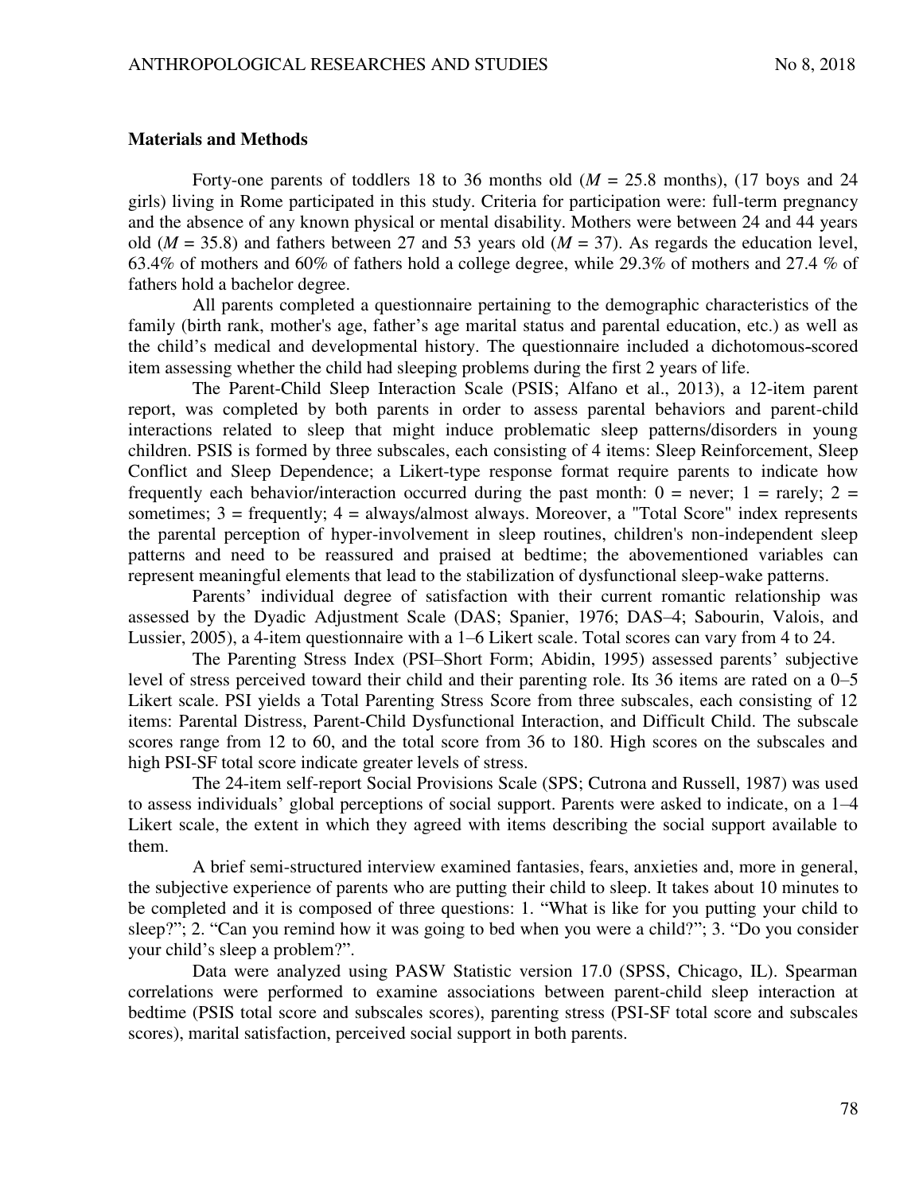**Materials and Methods**

Forty-one parents of toddlers 18 to 36 months old (*M* = 25.8 months), (17 boys and 24 girls) living in Rome participated in this study. Criteria for participation were: full-term pregnancy and the absence of any known physical or mental disability. Mothers were between 24 and 44 years old (*M* = 35.8) and fathers between 27 and 53 years old (*M* = 37). As regards the education level, 63.4% of mothers and 60% of fathers hold a college degree, while 29.3% of mothers and 27.4 % of fathers hold a bachelor degree.

All parents completed a questionnaire pertaining to the demographic characteristics of the family (birth rank, mother's age, father's age marital status and parental education, etc.) as well as the child's medical and developmental history. The questionnaire included a dichotomous-scored item assessing whether the child had sleeping problems during the first 2 years of life.

The Parent-Child Sleep Interaction Scale (PSIS; Alfano et al., 2013), a 12-item parent report, was completed by both parents in order to assess parental behaviors and parent-child interactions related to sleep that might induce problematic sleep patterns/disorders in young children. PSIS is formed by three subscales, each consisting of 4 items: Sleep Reinforcement, Sleep Conflict and Sleep Dependence; a Likert-type response format require parents to indicate how frequently each behavior/interaction occurred during the past month: 0 = never; 1 = rarely; 2 = sometimes; 3 = frequently; 4 = always/almost always. Moreover, a "Total Score" index represents the parental perception of hyper-involvement in sleep routines, children's non-independent sleep patterns and need to be reassured and praised at bedtime; the abovementioned variables can represent meaningful elements that lead to the stabilization of dysfunctional sleep-wake patterns.

Parents' individual degree of satisfaction with their current romantic relationship was assessed by the Dyadic Adjustment Scale (DAS; Spanier, 1976; DAS–4; Sabourin, Valois, and Lussier, 2005), a 4-item questionnaire with a 1–6 Likert scale. Total scores can vary from 4 to 24.

The Parenting Stress Index (PSI–Short Form; Abidin, 1995) assessed parents' subjective level of stress perceived toward their child and their parenting role. Its 36 items are rated on a 0–5 Likert scale. PSI yields a Total Parenting Stress Score from three subscales, each consisting of 12 items: Parental Distress, Parent-Child Dysfunctional Interaction, and Difficult Child. The subscale scores range from 12 to 60, and the total score from 36 to 180. High scores on the subscales and high PSI-SF total score indicate greater levels of stress.

The 24-item self-report Social Provisions Scale (SPS; Cutrona and Russell, 1987) was used to assess individuals' global perceptions of social support. Parents were asked to indicate, on a 1–4 Likert scale, the extent in which they agreed with items describing the social support available to them.

A brief semi-structured interview examined fantasies, fears, anxieties and, more in general, the subjective experience of parents who are putting their child to sleep. It takes about 10 minutes to be completed and it is composed of three questions: 1. "What is like for you putting your child to sleep?"; 2. "Can you remind how it was going to bed when you were a child?"; 3. "Do you consider your child's sleep a problem?".

Data were analyzed using PASW Statistic version 17.0 (SPSS, Chicago, IL). Spearman correlations were performed to examine associations between parent-child sleep interaction at bedtime (PSIS total score and subscales scores), parenting stress (PSI-SF total score and subscales scores), marital satisfaction, perceived social support in both parents.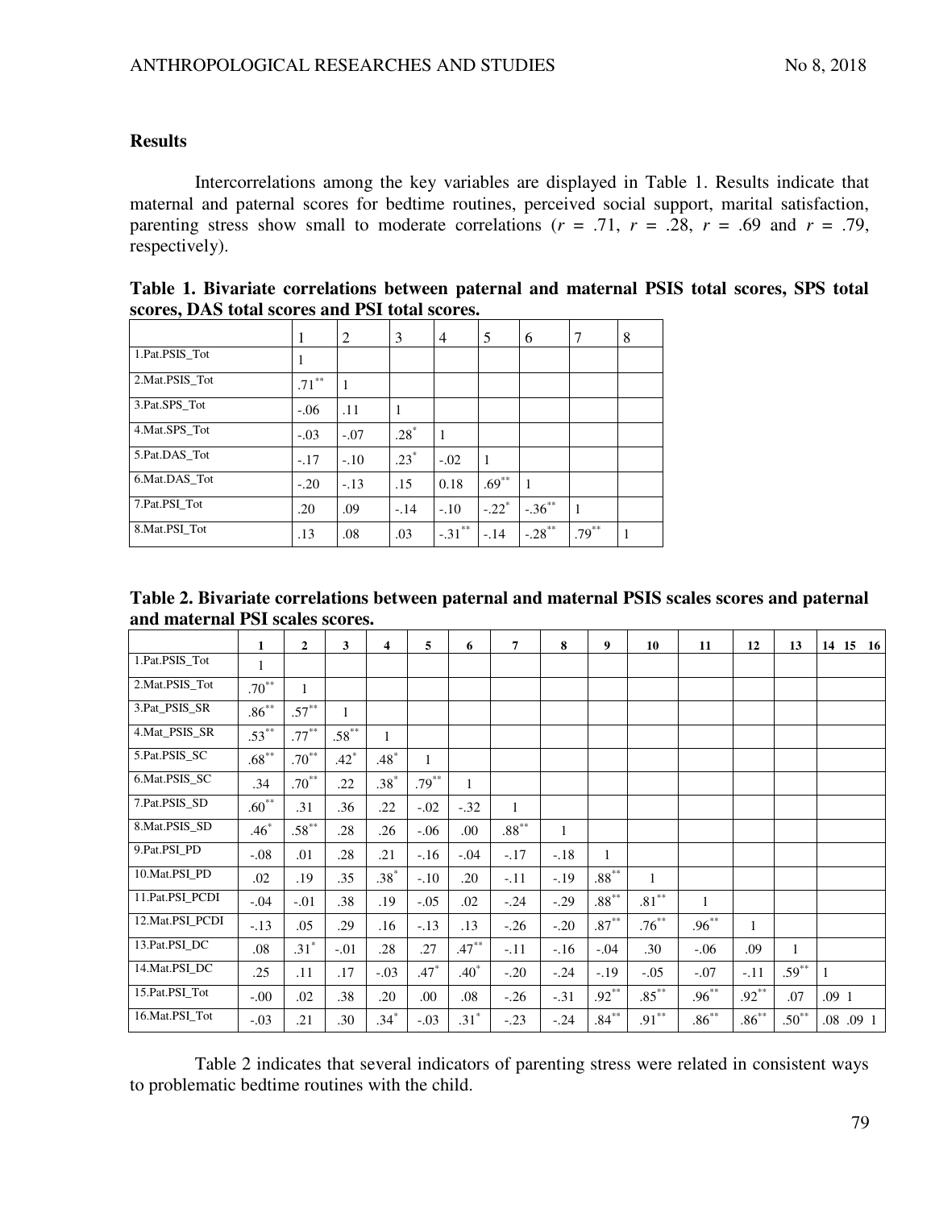## Results

Intercorrelations among the key variables are displayed in Table 1. Results indicate that maternal and paternal scores for bedtime routines, perceived social support, marital satisfaction, parenting stress show small to moderate correlations (*r* = .71, *r* = .28, *r* = .69 and *r* = .79, respectively).

**Table 1. Bivariate correlations between paternal and maternal PSIS total scores, SPS total scores, DAS total scores and PSI total scores.**

| | 1 | 2 | 3 | 4 | 5 | 6 | 7 | 8 |
|---|---|---|---|---|---|---|---|---|
| 1.Pat.PSIS_Tot | 1 | | | | | | | |
| 2.Mat.PSIS_Tot | .71** | 1 | | | | | | |
| 3.Pat.SPS_Tot | -.06 | .11 | 1 | | | | | |
| 4.Mat.SPS_Tot | -.03 | -.07 | .28* | 1 | | | | |
| 5.Pat.DAS_Tot | -.17 | -.10 | .23* | -.02 | 1 | | | |
| 6.Mat.DAS_Tot | -.20 | -.13 | .15 | 0.18 | .69** | 1 | | |
| 7.Pat.PSI_Tot | .20 | .09 | -.14 | -.10 | -.22* | -.36** | 1 | |
| 8.Mat.PSI_Tot | .13 | .08 | .03 | -.31** | -.14 | -.28** | .79** | 1 |

**Table 2. Bivariate correlations between paternal and maternal PSIS scales scores and paternal and maternal PSI scales scores.**

| | 1 | 2 | 3 | 4 | 5 | 6 | 7 | 8 | 9 | 10 | 11 | 12 | 13 | 14 15 16 |
|---|---|---|---|---|---|---|---|---|---|---|---|---|---|---|
| 1.Pat.PSIS_Tot | 1 | | | | | | | | | | | | | |
| 2.Mat.PSIS_Tot | .70** | 1 | | | | | | | | | | | | |
| 3.Pat_PSIS_SR | .86** | .57** | 1 | | | | | | | | | | | |
| 4.Mat_PSIS_SR | .53** | .77** | .58** | 1 | | | | | | | | | | |
| 5.Pat.PSIS_SC | .68** | .70** | .42* | .48* | 1 | | | | | | | | | |
| 6.Mat.PSIS_SC | .34 | .70** | .22 | .38* | .79** | 1 | | | | | | | | |
| 7.Pat.PSIS_SD | .60** | .31 | .36 | .22 | -.02 | -.32 | 1 | | | | | | | |
| 8.Mat.PSIS_SD | .46* | .58** | .28 | .26 | -.06 | .00 | .88** | 1 | | | | | | |
| 9.Pat.PSI_PD | -.08 | .01 | .28 | .21 | -.16 | -.04 | -.17 | -.18 | 1 | | | | | |
| 10.Mat.PSI_PD | .02 | .19 | .35 | .38* | -.10 | .20 | -.11 | -.19 | .88** | 1 | | | | |
| 11.Pat.PSI_PCDI | -.04 | -.01 | .38 | .19 | -.05 | .02 | -.24 | -.29 | .88** | .81** | 1 | | | |
| 12.Mat.PSI_PCDI | -.13 | .05 | .29 | .16 | -.13 | .13 | -.26 | -.20 | .87** | .76** | .96** | 1 | | |
| 13.Pat.PSI_DC | .08 | .31* | -.01 | .28 | .27 | .47** | -.11 | -.16 | -.04 | .30 | -.06 | .09 | 1 | |
| 14.Mat.PSI_DC | .25 | .11 | .17 | -.03 | .47* | .40* | -.20 | -.24 | -.19 | -.05 | -.07 | -.11 | .59** | 1 |
| 15.Pat.PSI_Tot | -.00 | .02 | .38 | .20 | .00 | .08 | -.26 | -.31 | .92** | .85** | .96** | .92** | .07 | .09 1 |
| 16.Mat.PSI_Tot | -.03 | .21 | .30 | .34* | -.03 | .31* | -.23 | -.24 | .84** | .91** | .86** | .86** | .50** | .08 .09 1 |

Table 2 indicates that several indicators of parenting stress were related in consistent ways to problematic bedtime routines with the child.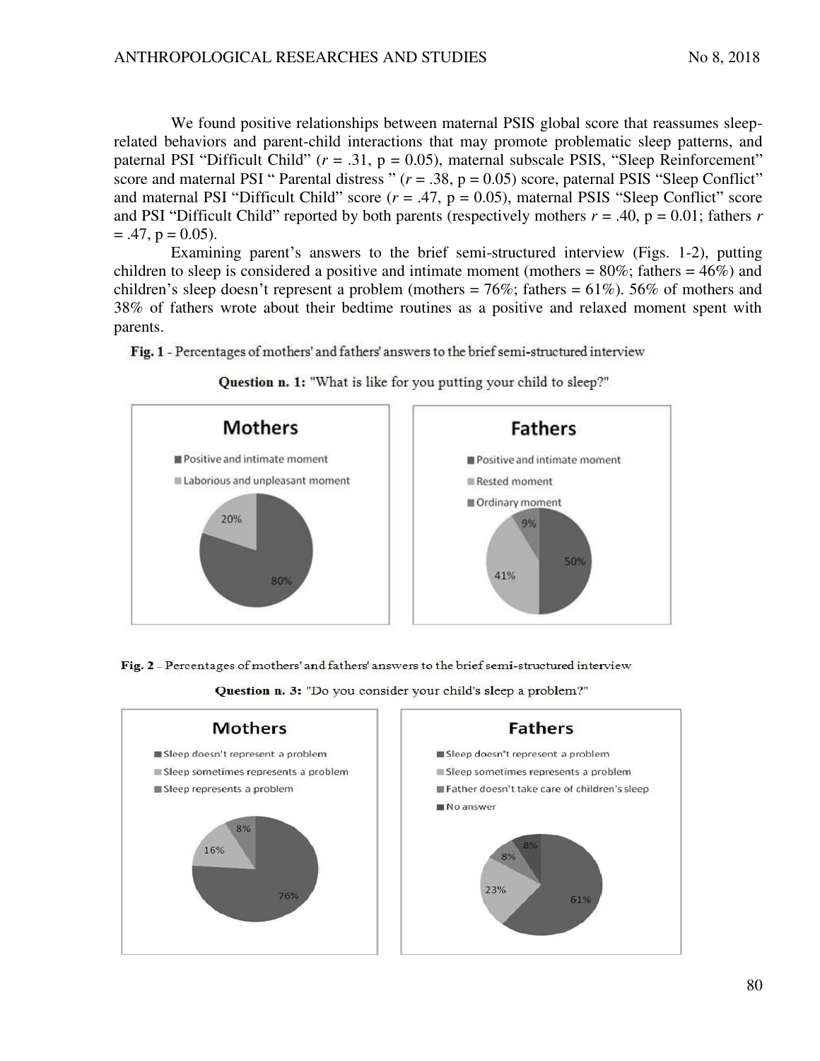We found positive relationships between maternal PSIS global score that reassumes sleep-related behaviors and parent-child interactions that may promote problematic sleep patterns, and paternal PSI "Difficult Child" ($r = .31$, $p = 0.05$), maternal subscale PSIS, "Sleep Reinforcement" score and maternal PSI " Parental distress " ($r = .38$, $p = 0.05$) score, paternal PSIS "Sleep Conflict" and maternal PSI "Difficult Child" score ($r = .47$, $p = 0.05$), maternal PSIS "Sleep Conflict" score and PSI "Difficult Child" reported by both parents (respectively mothers $r = .40$, $p = 0.01$; fathers $r = .47$, $p = 0.05$).

Examining parent's answers to the brief semi-structured interview (Figs. 1-2), putting children to sleep is considered a positive and intimate moment (mothers = 80%; fathers = 46%) and children's sleep doesn't represent a problem (mothers = 76%; fathers = 61%). 56% of mothers and 38% of fathers wrote about their bedtime routines as a positive and relaxed moment spent with parents.

**Fig. 1** - Percentages of mothers' and fathers' answers to the brief semi-structured interview

**Question n. 1:** "What is like for you putting your child to sleep?"

**Mothers**
- Positive and intimate moment: 80%
- Laborious and unpleasant moment: 20%

**Fathers**
- Positive and intimate moment: 50%
- Rested moment: 41%
- Ordinary moment: 9%

**Fig. 2** - Percentages of mothers' and fathers' answers to the brief semi-structured interview

**Question n. 3:** "Do you consider your child's sleep a problem?"

**Mothers**
- Sleep doesn't represent a problem: 76%
- Sleep sometimes represents a problem: 16%
- Sleep represents a problem: 8%

**Fathers**
- Sleep doesn't represent a problem: 61%
- Sleep sometimes represents a problem: 23%
- Father doesn't take care of children's sleep: 8%
- No answer: 8%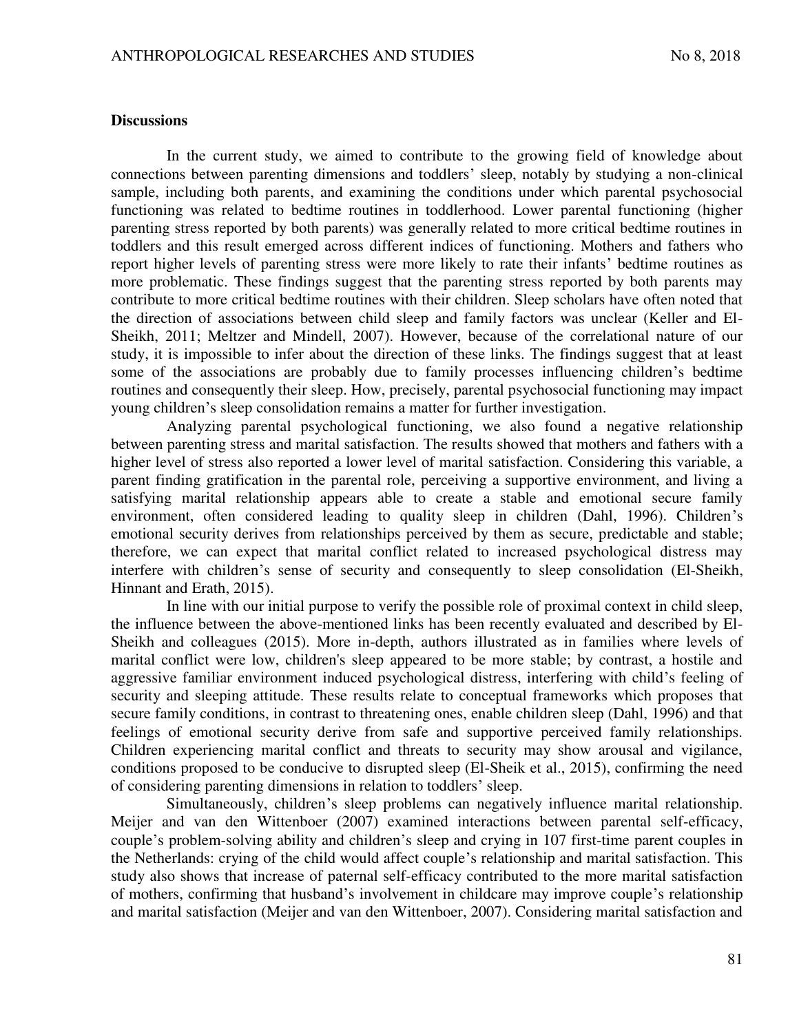## Discussions

In the current study, we aimed to contribute to the growing field of knowledge about connections between parenting dimensions and toddlers' sleep, notably by studying a non-clinical sample, including both parents, and examining the conditions under which parental psychosocial functioning was related to bedtime routines in toddlerhood. Lower parental functioning (higher parenting stress reported by both parents) was generally related to more critical bedtime routines in toddlers and this result emerged across different indices of functioning. Mothers and fathers who report higher levels of parenting stress were more likely to rate their infants' bedtime routines as more problematic. These findings suggest that the parenting stress reported by both parents may contribute to more critical bedtime routines with their children. Sleep scholars have often noted that the direction of associations between child sleep and family factors was unclear (Keller and El-Sheikh, 2011; Meltzer and Mindell, 2007). However, because of the correlational nature of our study, it is impossible to infer about the direction of these links. The findings suggest that at least some of the associations are probably due to family processes influencing children's bedtime routines and consequently their sleep. How, precisely, parental psychosocial functioning may impact young children's sleep consolidation remains a matter for further investigation.

Analyzing parental psychological functioning, we also found a negative relationship between parenting stress and marital satisfaction. The results showed that mothers and fathers with a higher level of stress also reported a lower level of marital satisfaction. Considering this variable, a parent finding gratification in the parental role, perceiving a supportive environment, and living a satisfying marital relationship appears able to create a stable and emotional secure family environment, often considered leading to quality sleep in children (Dahl, 1996). Children's emotional security derives from relationships perceived by them as secure, predictable and stable; therefore, we can expect that marital conflict related to increased psychological distress may interfere with children's sense of security and consequently to sleep consolidation (El-Sheikh, Hinnant and Erath, 2015).

In line with our initial purpose to verify the possible role of proximal context in child sleep, the influence between the above-mentioned links has been recently evaluated and described by El-Sheikh and colleagues (2015). More in-depth, authors illustrated as in families where levels of marital conflict were low, children's sleep appeared to be more stable; by contrast, a hostile and aggressive familiar environment induced psychological distress, interfering with child's feeling of security and sleeping attitude. These results relate to conceptual frameworks which proposes that secure family conditions, in contrast to threatening ones, enable children sleep (Dahl, 1996) and that feelings of emotional security derive from safe and supportive perceived family relationships. Children experiencing marital conflict and threats to security may show arousal and vigilance, conditions proposed to be conducive to disrupted sleep (El-Sheik et al., 2015), confirming the need of considering parenting dimensions in relation to toddlers' sleep.

Simultaneously, children's sleep problems can negatively influence marital relationship. Meijer and van den Wittenboer (2007) examined interactions between parental self-efficacy, couple's problem-solving ability and children's sleep and crying in 107 first-time parent couples in the Netherlands: crying of the child would affect couple's relationship and marital satisfaction. This study also shows that increase of paternal self-efficacy contributed to the more marital satisfaction of mothers, confirming that husband's involvement in childcare may improve couple's relationship and marital satisfaction (Meijer and van den Wittenboer, 2007). Considering marital satisfaction and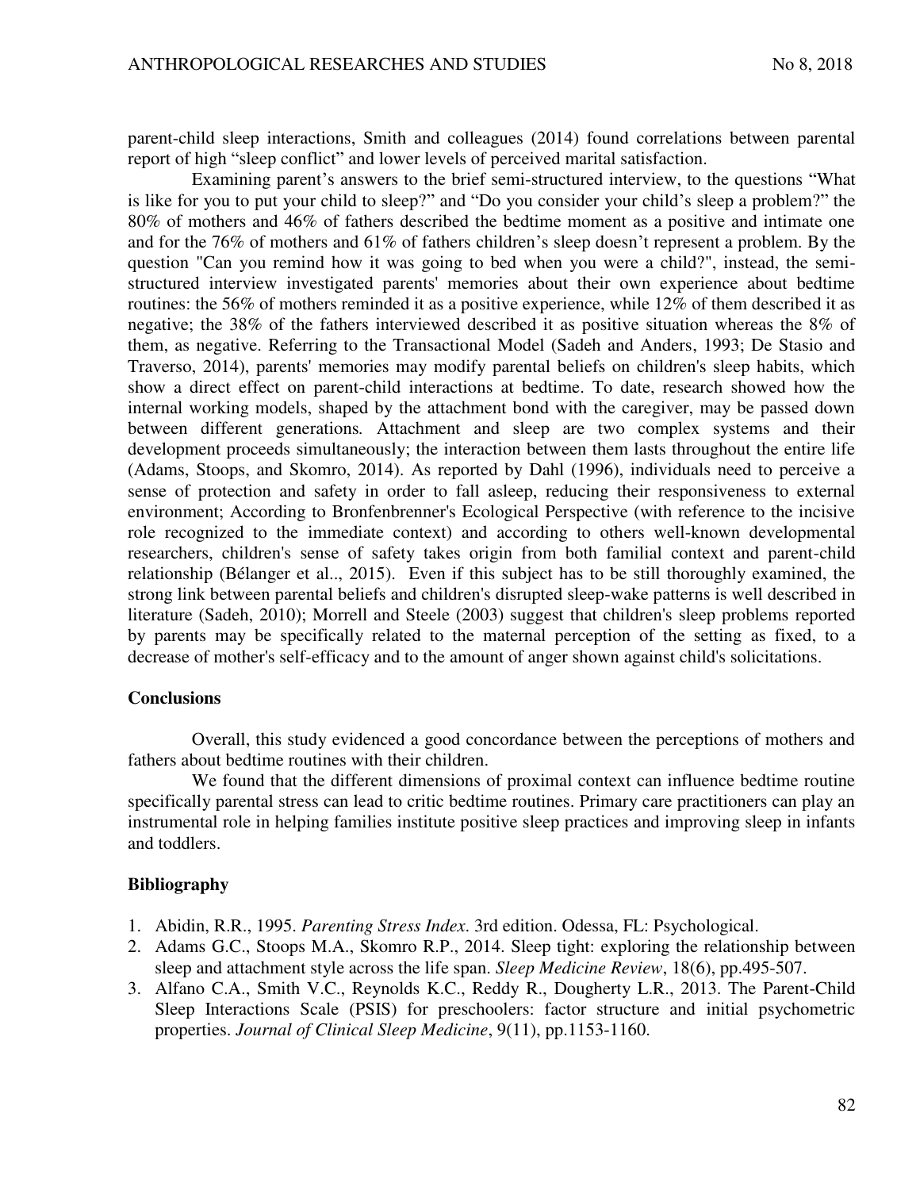parent-child sleep interactions, Smith and colleagues (2014) found correlations between parental report of high "sleep conflict" and lower levels of perceived marital satisfaction.

Examining parent's answers to the brief semi-structured interview, to the questions "What is like for you to put your child to sleep?" and "Do you consider your child's sleep a problem?" the 80% of mothers and 46% of fathers described the bedtime moment as a positive and intimate one and for the 76% of mothers and 61% of fathers children's sleep doesn't represent a problem. By the question "Can you remind how it was going to bed when you were a child?", instead, the semi-structured interview investigated parents' memories about their own experience about bedtime routines: the 56% of mothers reminded it as a positive experience, while 12% of them described it as negative; the 38% of the fathers interviewed described it as positive situation whereas the 8% of them, as negative. Referring to the Transactional Model (Sadeh and Anders, 1993; De Stasio and Traverso, 2014), parents' memories may modify parental beliefs on children's sleep habits, which show a direct effect on parent-child interactions at bedtime. To date, research showed how the internal working models, shaped by the attachment bond with the caregiver, may be passed down between different generations. Attachment and sleep are two complex systems and their development proceeds simultaneously; the interaction between them lasts throughout the entire life (Adams, Stoops, and Skomro, 2014). As reported by Dahl (1996), individuals need to perceive a sense of protection and safety in order to fall asleep, reducing their responsiveness to external environment; According to Bronfenbrenner's Ecological Perspective (with reference to the incisive role recognized to the immediate context) and according to others well-known developmental researchers, children's sense of safety takes origin from both familial context and parent-child relationship (Bélanger et al.., 2015). Even if this subject has to be still thoroughly examined, the strong link between parental beliefs and children's disrupted sleep-wake patterns is well described in literature (Sadeh, 2010); Morrell and Steele (2003) suggest that children's sleep problems reported by parents may be specifically related to the maternal perception of the setting as fixed, to a decrease of mother's self-efficacy and to the amount of anger shown against child's solicitations.

## Conclusions

Overall, this study evidenced a good concordance between the perceptions of mothers and fathers about bedtime routines with their children.

We found that the different dimensions of proximal context can influence bedtime routine specifically parental stress can lead to critic bedtime routines. Primary care practitioners can play an instrumental role in helping families institute positive sleep practices and improving sleep in infants and toddlers.

## Bibliography

1. Abidin, R.R., 1995. *Parenting Stress Index*. 3rd edition. Odessa, FL: Psychological.
2. Adams G.C., Stoops M.A., Skomro R.P., 2014. Sleep tight: exploring the relationship between sleep and attachment style across the life span. *Sleep Medicine Review*, 18(6), pp.495-507.
3. Alfano C.A., Smith V.C., Reynolds K.C., Reddy R., Dougherty L.R., 2013. The Parent-Child Sleep Interactions Scale (PSIS) for preschoolers: factor structure and initial psychometric properties. *Journal of Clinical Sleep Medicine*, 9(11), pp.1153-1160.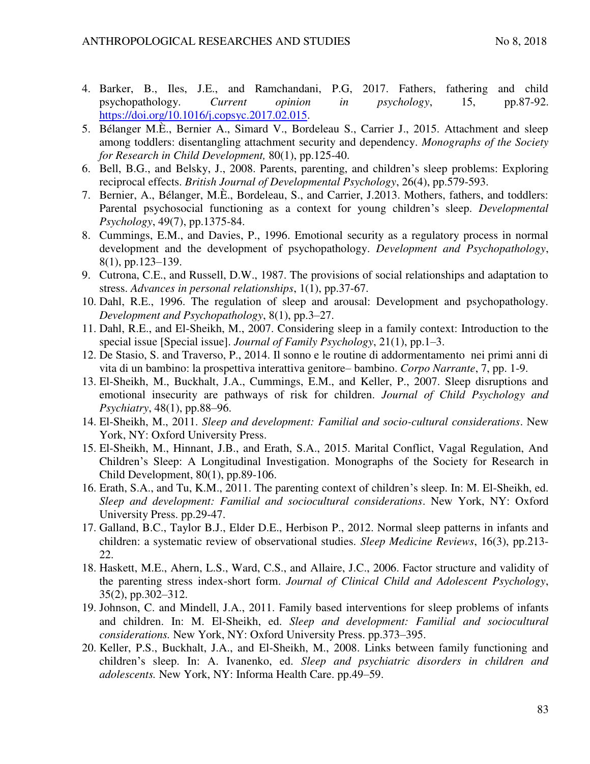4. Barker, B., Iles, J.E., and Ramchandani, P.G, 2017. Fathers, fathering and child psychopathology. *Current opinion in psychology*, 15, pp.87-92. https://doi.org/10.1016/j.copsyc.2017.02.015.
5. Bélanger M.È., Bernier A., Simard V., Bordeleau S., Carrier J., 2015. Attachment and sleep among toddlers: disentangling attachment security and dependency. *Monographs of the Society for Research in Child Development,* 80(1), pp.125-40.
6. Bell, B.G., and Belsky, J., 2008. Parents, parenting, and children's sleep problems: Exploring reciprocal effects. *British Journal of Developmental Psychology*, 26(4), pp.579-593.
7. Bernier, A., Bélanger, M.È., Bordeleau, S., and Carrier, J.2013. Mothers, fathers, and toddlers: Parental psychosocial functioning as a context for young children's sleep. *Developmental Psychology*, 49(7), pp.1375-84.
8. Cummings, E.M., and Davies, P., 1996. Emotional security as a regulatory process in normal development and the development of psychopathology. *Development and Psychopathology*, 8(1), pp.123–139.
9. Cutrona, C.E., and Russell, D.W., 1987. The provisions of social relationships and adaptation to stress. *Advances in personal relationships*, 1(1), pp.37-67.
10. Dahl, R.E., 1996. The regulation of sleep and arousal: Development and psychopathology. *Development and Psychopathology*, 8(1), pp.3–27.
11. Dahl, R.E., and El-Sheikh, M., 2007. Considering sleep in a family context: Introduction to the special issue [Special issue]. *Journal of Family Psychology*, 21(1), pp.1–3.
12. De Stasio, S. and Traverso, P., 2014. Il sonno e le routine di addormentamento nei primi anni di vita di un bambino: la prospettiva interattiva genitore– bambino. *Corpo Narrante*, 7, pp. 1-9.
13. El-Sheikh, M., Buckhalt, J.A., Cummings, E.M., and Keller, P., 2007. Sleep disruptions and emotional insecurity are pathways of risk for children. *Journal of Child Psychology and Psychiatry*, 48(1), pp.88–96.
14. El-Sheikh, M., 2011. *Sleep and development: Familial and socio-cultural considerations*. New York, NY: Oxford University Press.
15. El-Sheikh, M., Hinnant, J.B., and Erath, S.A., 2015. Marital Conflict, Vagal Regulation, And Children's Sleep: A Longitudinal Investigation. Monographs of the Society for Research in Child Development, 80(1), pp.89-106.
16. Erath, S.A., and Tu, K.M., 2011. The parenting context of children's sleep. In: M. El-Sheikh, ed. *Sleep and development: Familial and sociocultural considerations*. New York, NY: Oxford University Press. pp.29-47.
17. Galland, B.C., Taylor B.J., Elder D.E., Herbison P., 2012. Normal sleep patterns in infants and children: a systematic review of observational studies. *Sleep Medicine Reviews*, 16(3), pp.213-22.
18. Haskett, M.E., Ahern, L.S., Ward, C.S., and Allaire, J.C., 2006. Factor structure and validity of the parenting stress index-short form. *Journal of Clinical Child and Adolescent Psychology*, 35(2), pp.302–312.
19. Johnson, C. and Mindell, J.A., 2011. Family based interventions for sleep problems of infants and children. In: M. El-Sheikh, ed. *Sleep and development: Familial and sociocultural considerations.* New York, NY: Oxford University Press. pp.373–395.
20. Keller, P.S., Buckhalt, J.A., and El-Sheikh, M., 2008. Links between family functioning and children's sleep. In: A. Ivanenko, ed. *Sleep and psychiatric disorders in children and adolescents.* New York, NY: Informa Health Care. pp.49–59.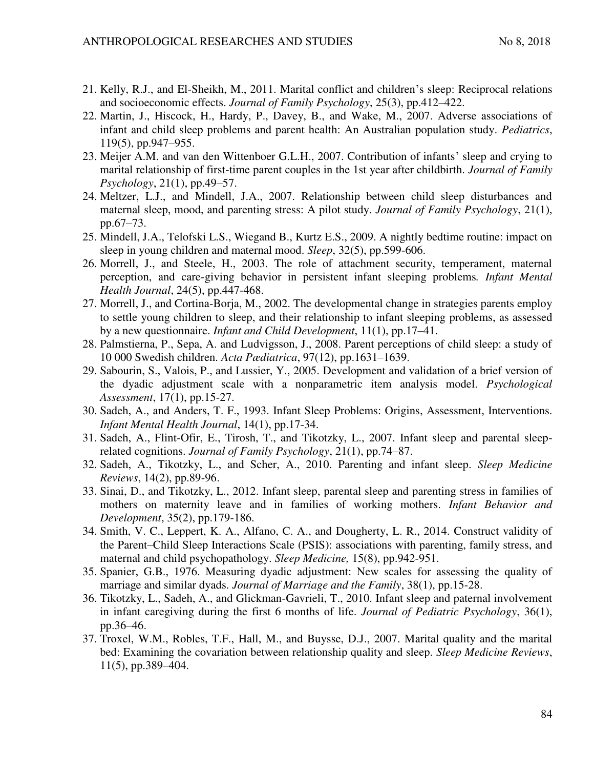21. Kelly, R.J., and El-Sheikh, M., 2011. Marital conflict and children's sleep: Reciprocal relations and socioeconomic effects. *Journal of Family Psychology*, 25(3), pp.412–422.
22. Martin, J., Hiscock, H., Hardy, P., Davey, B., and Wake, M., 2007. Adverse associations of infant and child sleep problems and parent health: An Australian population study. *Pediatrics*, 119(5), pp.947–955.
23. Meijer A.M. and van den Wittenboer G.L.H., 2007. Contribution of infants' sleep and crying to marital relationship of first-time parent couples in the 1st year after childbirth. *Journal of Family Psychology*, 21(1), pp.49–57.
24. Meltzer, L.J., and Mindell, J.A., 2007. Relationship between child sleep disturbances and maternal sleep, mood, and parenting stress: A pilot study. *Journal of Family Psychology*, 21(1), pp.67–73.
25. Mindell, J.A., Telofski L.S., Wiegand B., Kurtz E.S., 2009. A nightly bedtime routine: impact on sleep in young children and maternal mood. *Sleep*, 32(5), pp.599-606.
26. Morrell, J., and Steele, H., 2003. The role of attachment security, temperament, maternal perception, and care-giving behavior in persistent infant sleeping problems*.* *Infant Mental Health Journal*, 24(5), pp.447-468.
27. Morrell, J., and Cortina-Borja, M., 2002. The developmental change in strategies parents employ to settle young children to sleep, and their relationship to infant sleeping problems, as assessed by a new questionnaire. *Infant and Child Development*, 11(1), pp.17–41.
28. Palmstierna, P., Sepa, A. and Ludvigsson, J., 2008. Parent perceptions of child sleep: a study of 10 000 Swedish children. *Acta Pædiatrica*, 97(12), pp.1631–1639.
29. Sabourin, S., Valois, P., and Lussier, Y., 2005. Development and validation of a brief version of the dyadic adjustment scale with a nonparametric item analysis model. *Psychological Assessment*, 17(1), pp.15-27.
30. Sadeh, A., and Anders, T. F., 1993. Infant Sleep Problems: Origins, Assessment, Interventions. *Infant Mental Health Journal*, 14(1), pp.17-34.
31. Sadeh, A., Flint-Ofir, E., Tirosh, T., and Tikotzky, L., 2007. Infant sleep and parental sleep-related cognitions. *Journal of Family Psychology*, 21(1), pp.74–87.
32. Sadeh, A., Tikotzky, L., and Scher, A., 2010. Parenting and infant sleep. *Sleep Medicine Reviews*, 14(2), pp.89-96.
33. Sinai, D., and Tikotzky, L., 2012. Infant sleep, parental sleep and parenting stress in families of mothers on maternity leave and in families of working mothers. *Infant Behavior and Development*, 35(2), pp.179-186.
34. Smith, V. C., Leppert, K. A., Alfano, C. A., and Dougherty, L. R., 2014. Construct validity of the Parent–Child Sleep Interactions Scale (PSIS): associations with parenting, family stress, and maternal and child psychopathology. *Sleep Medicine,* 15(8), pp.942-951.
35. Spanier, G.B., 1976. Measuring dyadic adjustment: New scales for assessing the quality of marriage and similar dyads. *Journal of Marriage and the Family*, 38(1), pp.15-28.
36. Tikotzky, L., Sadeh, A., and Glickman-Gavrieli, T., 2010. Infant sleep and paternal involvement in infant caregiving during the first 6 months of life. *Journal of Pediatric Psychology*, 36(1), pp.36–46.
37. Troxel, W.M., Robles, T.F., Hall, M., and Buysse, D.J., 2007. Marital quality and the marital bed: Examining the covariation between relationship quality and sleep. *Sleep Medicine Reviews*, 11(5), pp.389–404.